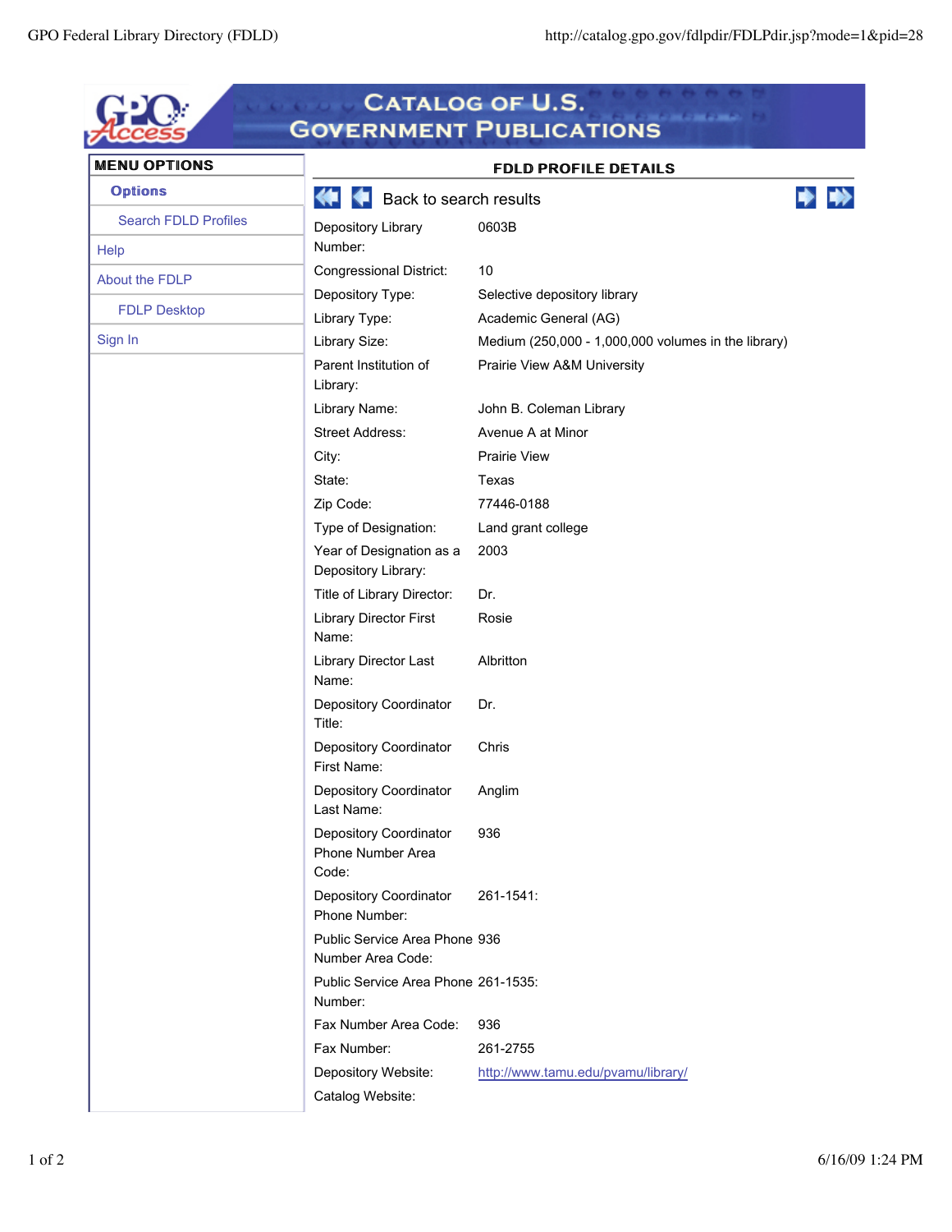# Catalog of U.S. Government Publications

## MENU OPTIONS

**Options**

- Search FDLD Profiles
- Help
- About the FDLP
- FDLP Desktop
- Sign In

## FDLD PROFILE DETAILS

Back to search results

| | |
|---|---|
| Depository Library Number: | 0603B |
| Congressional District: | 10 |
| Depository Type: | Selective depository library |
| Library Type: | Academic General (AG) |
| Library Size: | Medium (250,000 - 1,000,000 volumes in the library) |
| Parent Institution of Library: | Prairie View A&M University |
| Library Name: | John B. Coleman Library |
| Street Address: | Avenue A at Minor |
| City: | Prairie View |
| State: | Texas |
| Zip Code: | 77446-0188 |
| Type of Designation: | Land grant college |
| Year of Designation as a Depository Library: | 2003 |
| Title of Library Director: | Dr. |
| Library Director First Name: | Rosie |
| Library Director Last Name: | Albritton |
| Depository Coordinator Title: | Dr. |
| Depository Coordinator First Name: | Chris |
| Depository Coordinator Last Name: | Anglim |
| Depository Coordinator Phone Number Area Code: | 936 |
| Depository Coordinator Phone Number: | 261-1541: |
| Public Service Area Phone Number Area Code: | 936 |
| Public Service Area Phone Number: | 261-1535: |
| Fax Number Area Code: | 936 |
| Fax Number: | 261-2755 |
| Depository Website: | http://www.tamu.edu/pvamu/library/ |
| Catalog Website: | |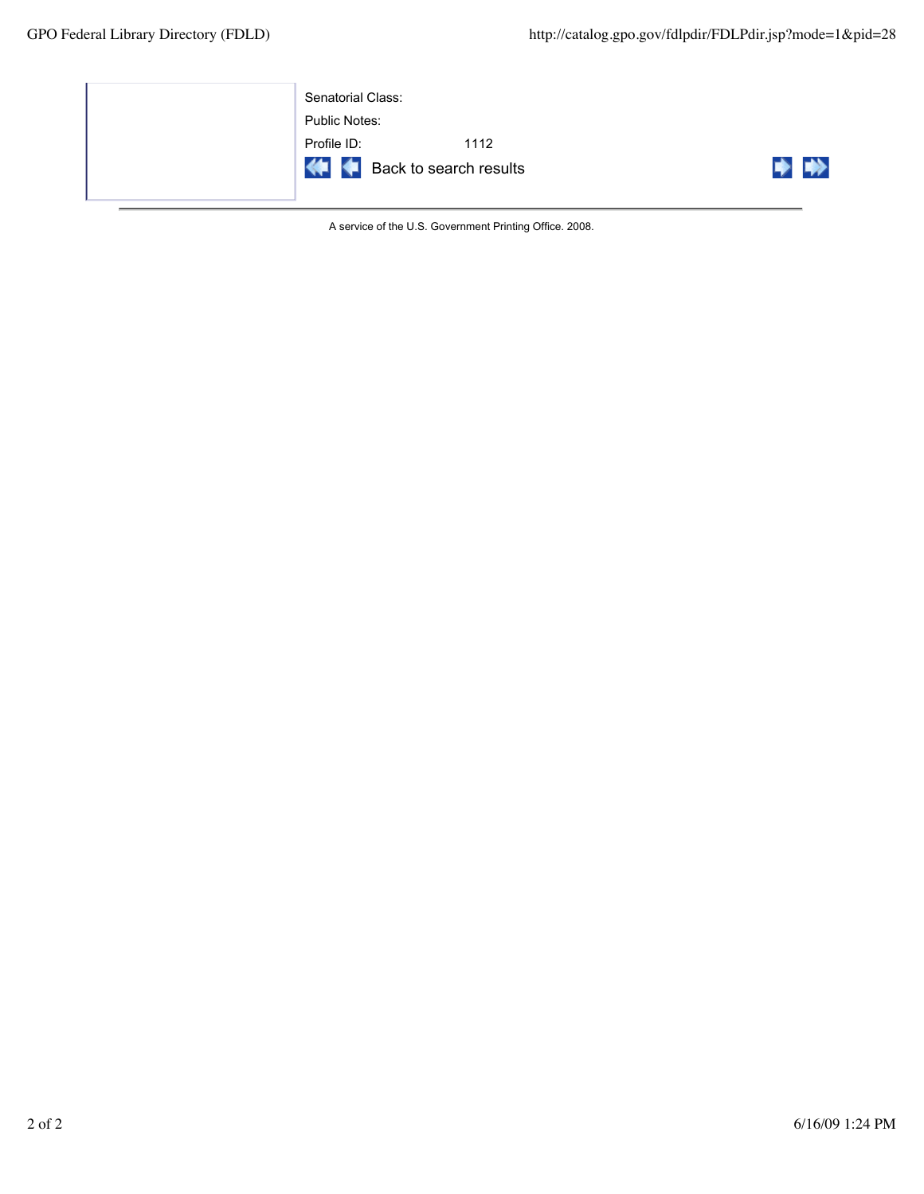| | |
|---|---|
| Senatorial Class: | |
| Public Notes: | |
| Profile ID: | 1112 |

Back to search results

A service of the U.S. Government Printing Office. 2008.